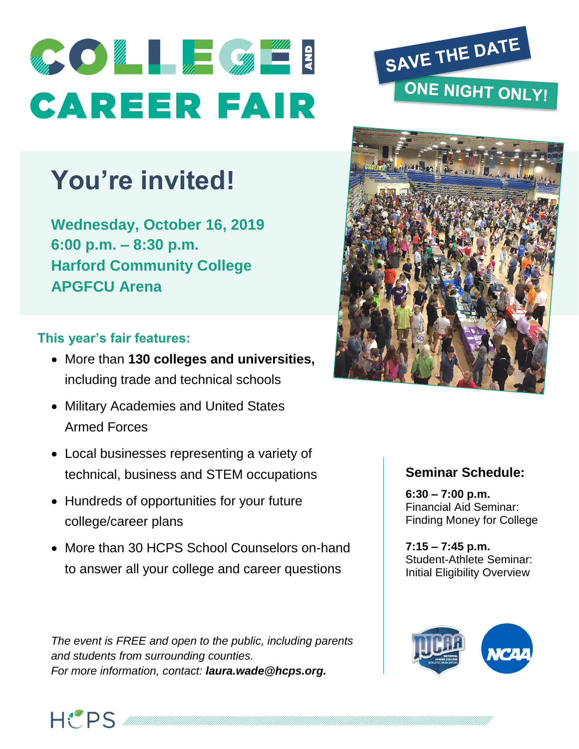# COLLEGE AND CAREER FAIR

SAVE THE DATE

ONE NIGHT ONLY!

## You're invited!

**Wednesday, October 16, 2019**
**6:00 p.m. – 8:30 p.m.**
**Harford Community College**
**APGFCU Arena**

### This year's fair features:

- More than **130 colleges and universities,** including trade and technical schools
- Military Academies and United States Armed Forces
- Local businesses representing a variety of technical, business and STEM occupations
- Hundreds of opportunities for your future college/career plans
- More than 30 HCPS School Counselors on-hand to answer all your college and career questions

### Seminar Schedule:

**6:30 – 7:00 p.m.**
Financial Aid Seminar: Finding Money for College

**7:15 – 7:45 p.m.**
Student-Athlete Seminar: Initial Eligibility Overview

*The event is FREE and open to the public, including parents and students from surrounding counties.*
*For more information, contact:* ***laura.wade@hcps.org.***

HCPS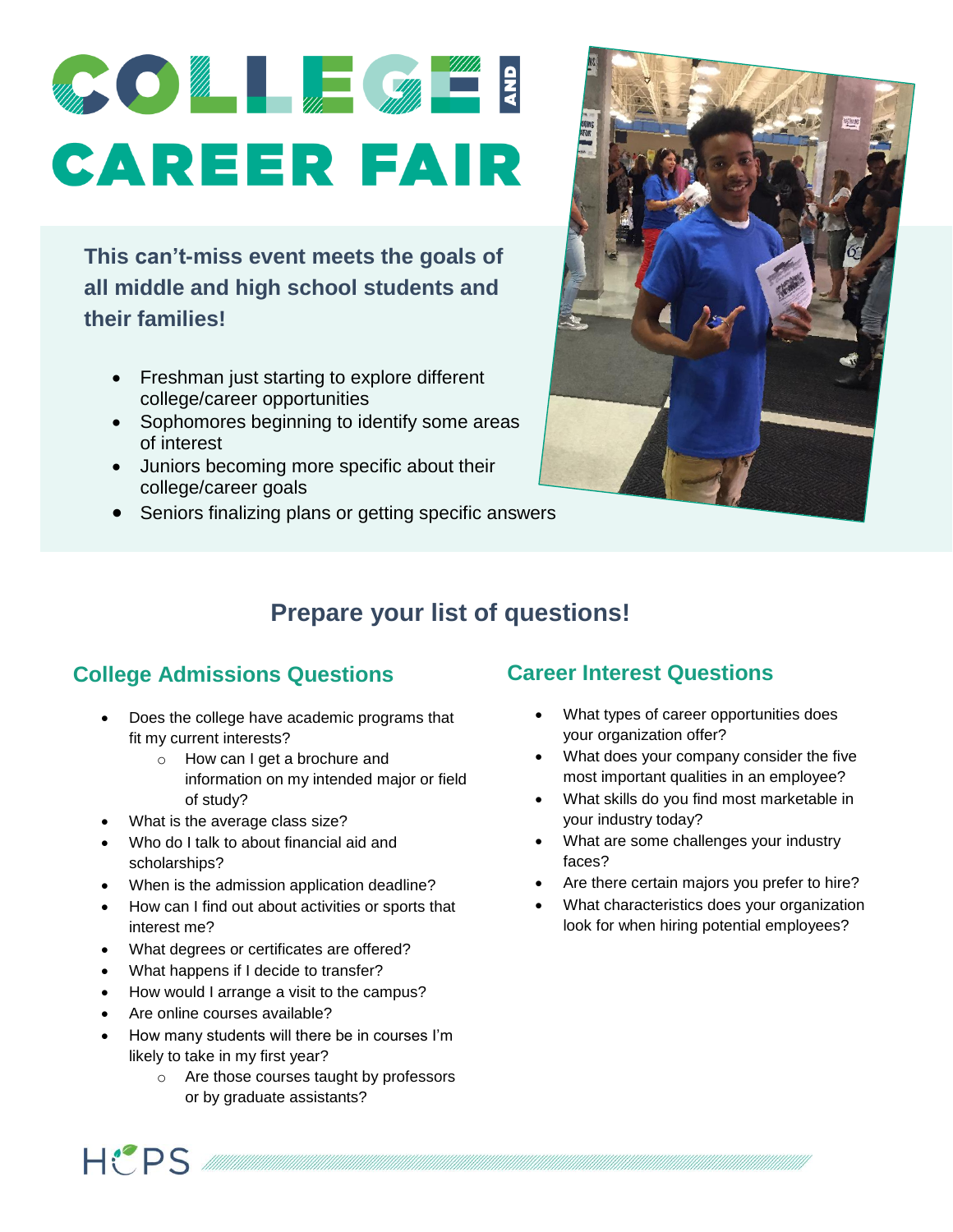# COLLEGE AND CAREER FAIR

**This can't-miss event meets the goals of all middle and high school students and their families!**

- Freshman just starting to explore different college/career opportunities
- Sophomores beginning to identify some areas of interest
- Juniors becoming more specific about their college/career goals
- Seniors finalizing plans or getting specific answers

## Prepare your list of questions!

### College Admissions Questions

- Does the college have academic programs that fit my current interests?
  - How can I get a brochure and information on my intended major or field of study?
- What is the average class size?
- Who do I talk to about financial aid and scholarships?
- When is the admission application deadline?
- How can I find out about activities or sports that interest me?
- What degrees or certificates are offered?
- What happens if I decide to transfer?
- How would I arrange a visit to the campus?
- Are online courses available?
- How many students will there be in courses I'm likely to take in my first year?
  - Are those courses taught by professors or by graduate assistants?

### Career Interest Questions

- What types of career opportunities does your organization offer?
- What does your company consider the five most important qualities in an employee?
- What skills do you find most marketable in your industry today?
- What are some challenges your industry faces?
- Are there certain majors you prefer to hire?
- What characteristics does your organization look for when hiring potential employees?

HCPS